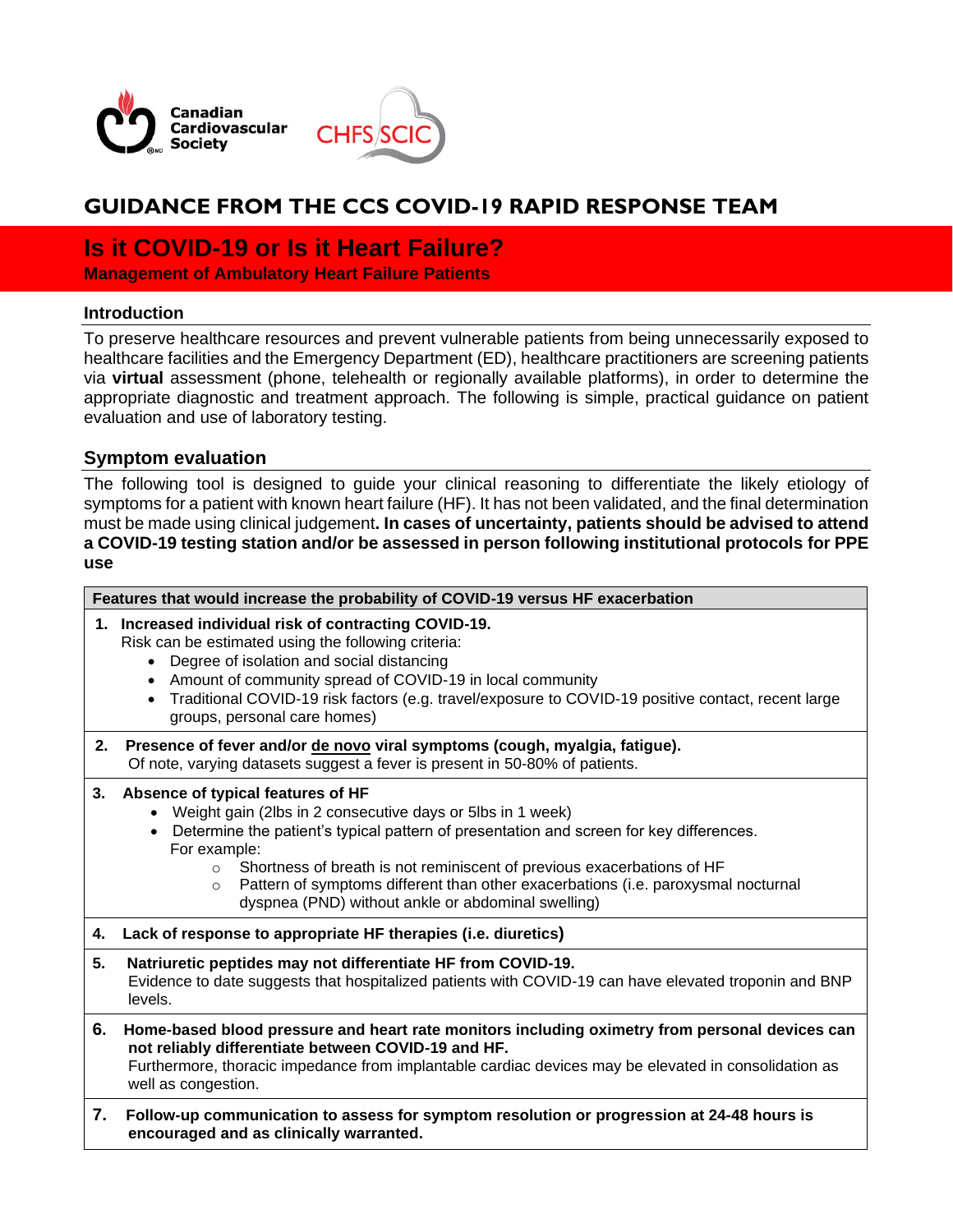Canadian Cardiovascular Society

CHFS SCIC

# GUIDANCE FROM THE CCS COVID-19 RAPID RESPONSE TEAM

## Is it COVID-19 or Is it Heart Failure?

**Management of Ambulatory Heart Failure Patients**

### Introduction

To preserve healthcare resources and prevent vulnerable patients from being unnecessarily exposed to healthcare facilities and the Emergency Department (ED), healthcare practitioners are screening patients via **virtual** assessment (phone, telehealth or regionally available platforms), in order to determine the appropriate diagnostic and treatment approach. The following is simple, practical guidance on patient evaluation and use of laboratory testing.

### Symptom evaluation

The following tool is designed to guide your clinical reasoning to differentiate the likely etiology of symptoms for a patient with known heart failure (HF). It has not been validated, and the final determination must be made using clinical judgement**. In cases of uncertainty, patients should be advised to attend a COVID-19 testing station and/or be assessed in person following institutional protocols for PPE use**

| Features that would increase the probability of COVID-19 versus HF exacerbation |
| --- |
| **1. Increased individual risk of contracting COVID-19.**<br>Risk can be estimated using the following criteria:<br>• Degree of isolation and social distancing<br>• Amount of community spread of COVID-19 in local community<br>• Traditional COVID-19 risk factors (e.g. travel/exposure to COVID-19 positive contact, recent large groups, personal care homes) |
| **2. Presence of fever and/or <u>de novo</u> viral symptoms (cough, myalgia, fatigue).**<br>Of note, varying datasets suggest a fever is present in 50-80% of patients. |
| **3. Absence of typical features of HF**<br>• Weight gain (2lbs in 2 consecutive days or 5lbs in 1 week)<br>• Determine the patient's typical pattern of presentation and screen for key differences. For example:<br>○ Shortness of breath is not reminiscent of previous exacerbations of HF<br>○ Pattern of symptoms different than other exacerbations (i.e. paroxysmal nocturnal dyspnea (PND) without ankle or abdominal swelling) |
| **4. Lack of response to appropriate HF therapies (i.e. diuretics)** |
| **5. Natriuretic peptides may not differentiate HF from COVID-19.**<br>Evidence to date suggests that hospitalized patients with COVID-19 can have elevated troponin and BNP levels. |
| **6. Home-based blood pressure and heart rate monitors including oximetry from personal devices can not reliably differentiate between COVID-19 and HF.**<br>Furthermore, thoracic impedance from implantable cardiac devices may be elevated in consolidation as well as congestion. |
| **7. Follow-up communication to assess for symptom resolution or progression at 24-48 hours is encouraged and as clinically warranted.** |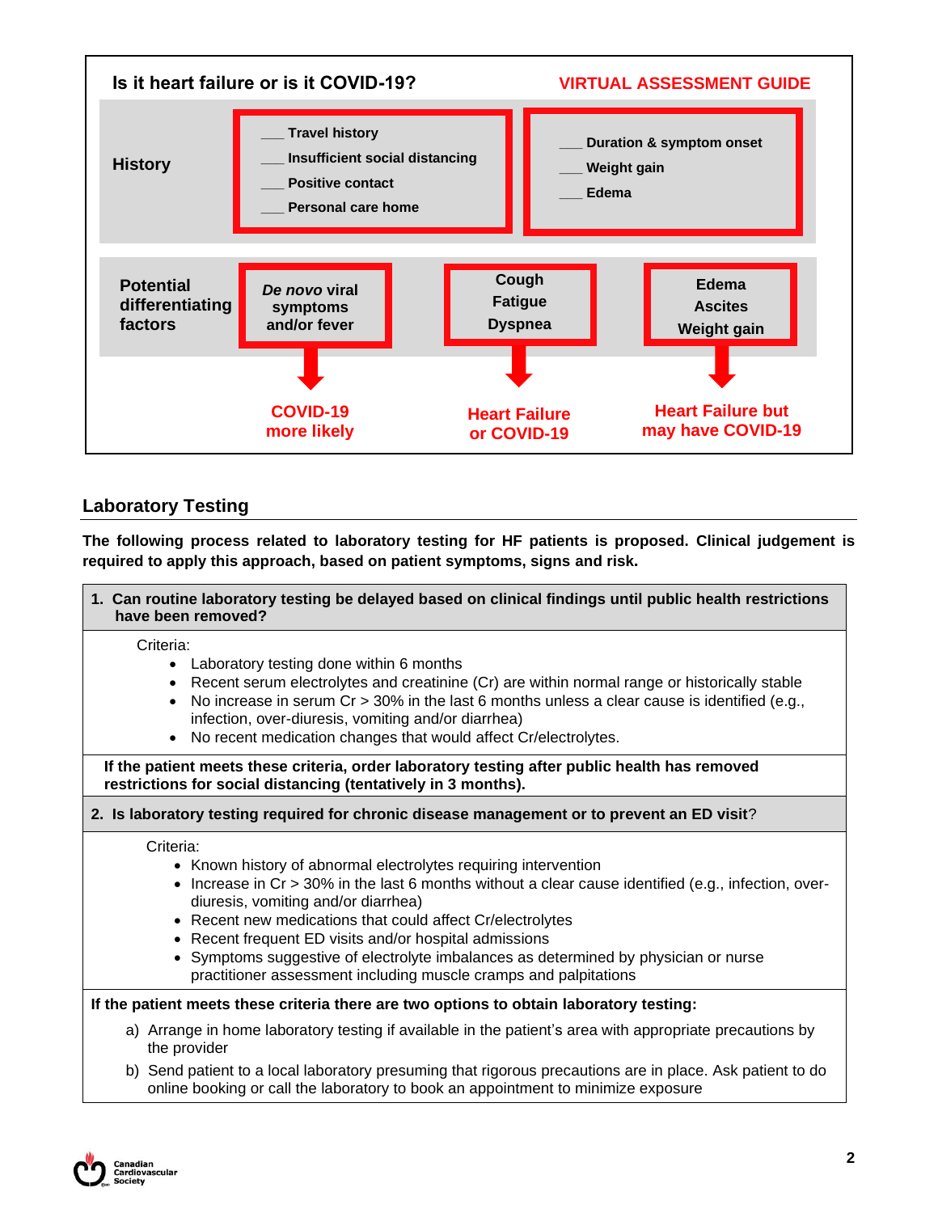## Is it heart failure or is it COVID-19? — VIRTUAL ASSESSMENT GUIDE

**History**

- ___ Travel history
- ___ Insufficient social distancing
- ___ Positive contact
- ___ Personal care home

- ___ Duration & symptom onset
- ___ Weight gain
- ___ Edema

**Potential differentiating factors**

| *De novo* viral symptoms and/or fever | Cough<br>Fatigue<br>Dyspnea | Edema<br>Ascites<br>Weight gain |
|---|---|---|
| **COVID-19 more likely** | **Heart Failure or COVID-19** | **Heart Failure but may have COVID-19** |

## Laboratory Testing

**The following process related to laboratory testing for HF patients is proposed. Clinical judgement is required to apply this approach, based on patient symptoms, signs and risk.**

**1. Can routine laboratory testing be delayed based on clinical findings until public health restrictions have been removed?**

Criteria:

- Laboratory testing done within 6 months
- Recent serum electrolytes and creatinine (Cr) are within normal range or historically stable
- No increase in serum Cr > 30% in the last 6 months unless a clear cause is identified (e.g., infection, over-diuresis, vomiting and/or diarrhea)
- No recent medication changes that would affect Cr/electrolytes.

**If the patient meets these criteria, order laboratory testing after public health has removed restrictions for social distancing (tentatively in 3 months).**

**2. Is laboratory testing required for chronic disease management or to prevent an ED visit?**

Criteria:

- Known history of abnormal electrolytes requiring intervention
- Increase in Cr > 30% in the last 6 months without a clear cause identified (e.g., infection, over-diuresis, vomiting and/or diarrhea)
- Recent new medications that could affect Cr/electrolytes
- Recent frequent ED visits and/or hospital admissions
- Symptoms suggestive of electrolyte imbalances as determined by physician or nurse practitioner assessment including muscle cramps and palpitations

**If the patient meets these criteria there are two options to obtain laboratory testing:**

a) Arrange in home laboratory testing if available in the patient's area with appropriate precautions by the provider

b) Send patient to a local laboratory presuming that rigorous precautions are in place. Ask patient to do online booking or call the laboratory to book an appointment to minimize exposure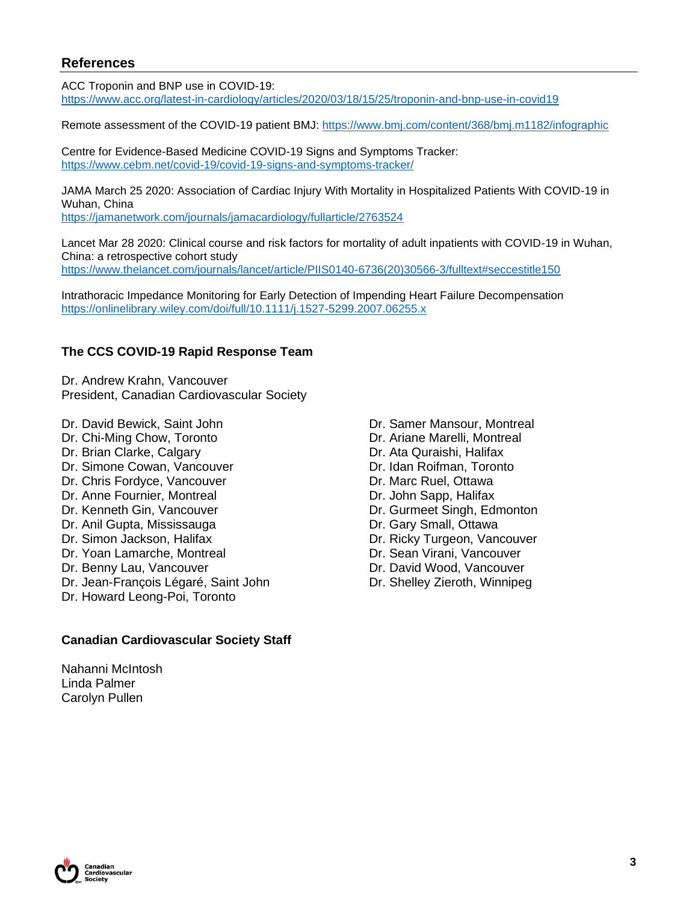## References

ACC Troponin and BNP use in COVID-19:
https://www.acc.org/latest-in-cardiology/articles/2020/03/18/15/25/troponin-and-bnp-use-in-covid19

Remote assessment of the COVID-19 patient BMJ: https://www.bmj.com/content/368/bmj.m1182/infographic

Centre for Evidence-Based Medicine COVID-19 Signs and Symptoms Tracker:
https://www.cebm.net/covid-19/covid-19-signs-and-symptoms-tracker/

JAMA March 25 2020: Association of Cardiac Injury With Mortality in Hospitalized Patients With COVID-19 in Wuhan, China
https://jamanetwork.com/journals/jamacardiology/fullarticle/2763524

Lancet Mar 28 2020: Clinical course and risk factors for mortality of adult inpatients with COVID-19 in Wuhan, China: a retrospective cohort study
https://www.thelancet.com/journals/lancet/article/PIIS0140-6736(20)30566-3/fulltext#seccestitle150

Intrathoracic Impedance Monitoring for Early Detection of Impending Heart Failure Decompensation
https://onlinelibrary.wiley.com/doi/full/10.1111/j.1527-5299.2007.06255.x

### The CCS COVID-19 Rapid Response Team

Dr. Andrew Krahn, Vancouver
President, Canadian Cardiovascular Society

Dr. David Bewick, Saint John
Dr. Chi-Ming Chow, Toronto
Dr. Brian Clarke, Calgary
Dr. Simone Cowan, Vancouver
Dr. Chris Fordyce, Vancouver
Dr. Anne Fournier, Montreal
Dr. Kenneth Gin, Vancouver
Dr. Anil Gupta, Mississauga
Dr. Simon Jackson, Halifax
Dr. Yoan Lamarche, Montreal
Dr. Benny Lau, Vancouver
Dr. Jean-François Légaré, Saint John
Dr. Howard Leong-Poi, Toronto
Dr. Samer Mansour, Montreal
Dr. Ariane Marelli, Montreal
Dr. Ata Quraishi, Halifax
Dr. Idan Roifman, Toronto
Dr. Marc Ruel, Ottawa
Dr. John Sapp, Halifax
Dr. Gurmeet Singh, Edmonton
Dr. Gary Small, Ottawa
Dr. Ricky Turgeon, Vancouver
Dr. Sean Virani, Vancouver
Dr. David Wood, Vancouver
Dr. Shelley Zieroth, Winnipeg

### Canadian Cardiovascular Society Staff

Nahanni McIntosh
Linda Palmer
Carolyn Pullen